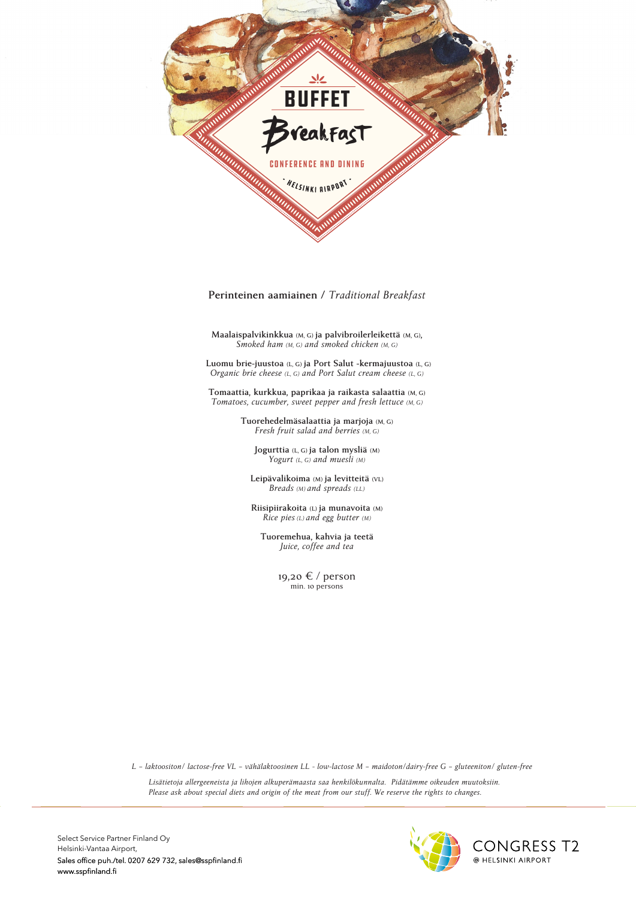# BUFFET Breakfast

CONFERENCE AND DINING

· HELSINKI AIRPORT ·

## Perinteinen aamiainen / *Traditional Breakfast*

**Maalaispalvikinkkua** (M, G) **ja palvibroilerleikettä** (M, G),
*Smoked ham (M, G) and smoked chicken (M, G)*

**Luomu brie-juustoa** (L, G) **ja Port Salut -kermajuustoa** (L, G)
*Organic brie cheese (L, G) and Port Salut cream cheese (L, G)*

**Tomaattia, kurkkua, paprikaa ja raikasta salaattia** (M, G)
*Tomatoes, cucumber, sweet pepper and fresh lettuce (M, G)*

**Tuorehedelmäsalaattia ja marjoja** (M, G)
*Fresh fruit salad and berries (M, G)*

**Jogurttia** (L, G) **ja talon mysliä** (M)
*Yogurt (L, G) and muesli (M)*

**Leipävalikoima** (M) **ja levitteitä** (VL)
*Breads (M) and spreads (LL)*

**Riisipiirakoita** (L) **ja munavoita** (M)
*Rice pies (L) and egg butter (M)*

**Tuoremehua, kahvia ja teetä**
*Juice, coffee and tea*

19,20 € / person
min. 10 persons

*L – laktoositon/ lactose-free VL – vähälaktoosinen LL - low-lactose M – maidoton/dairy-free G – gluteeniton/ gluten-free*

*Lisätietoja allergeeneista ja lihojen alkuperämaasta saa henkilökunnalta. Pidätämme oikeuden muutoksiin.*
*Please ask about special diets and origin of the meat from our stuff. We reserve the rights to changes.*

Select Service Partner Finland Oy
Helsinki-Vantaa Airport,
Sales office puh./tel. 0207 629 732, sales@sspfinland.fi
www.sspfinland.fi

CONGRESS T2
@ HELSINKI AIRPORT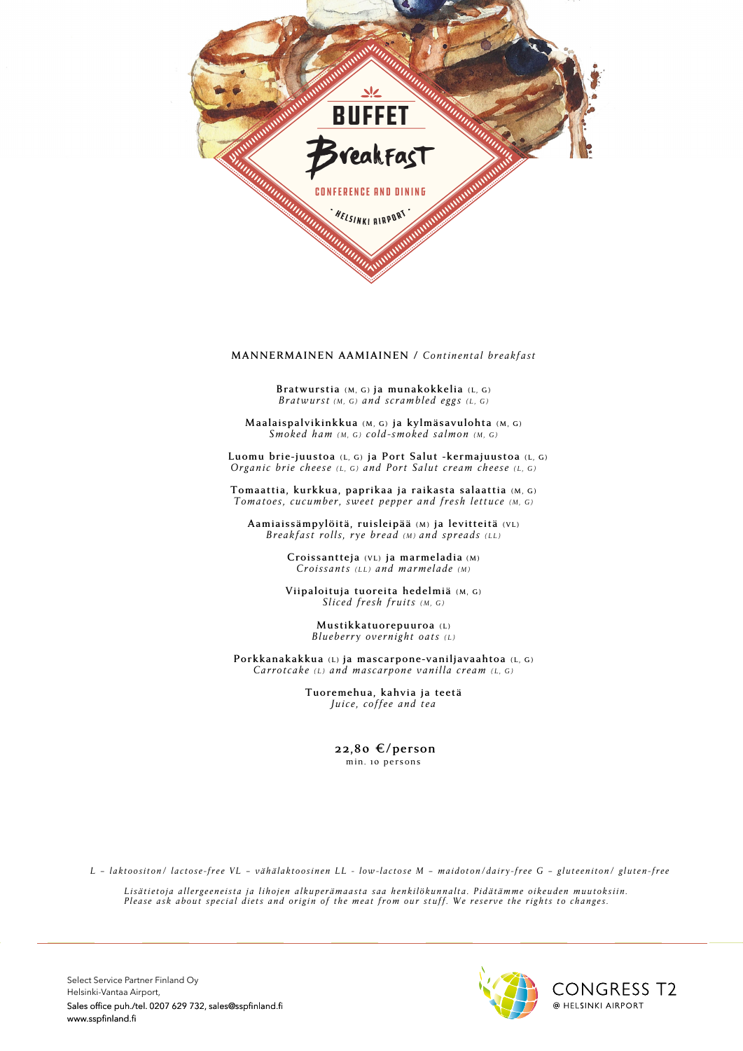# BUFFET

## Breakfast

CONFERENCE AND DINING

- HELSINKI AIRPORT -

**MANNERMAINEN AAMIAINEN** / *Continental breakfast*

**Bratwurstia** (M, G) **ja munakokkelia** (L, G)
*Bratwurst (M, G) and scrambled eggs (L, G)*

**Maalaispalvikinkkua** (M, G) **ja kylmäsavulohta** (M, G)
*Smoked ham (M, G) cold-smoked salmon (M, G)*

**Luomu brie-juustoa** (L, G) **ja Port Salut -kermajuustoa** (L, G)
*Organic brie cheese (L, G) and Port Salut cream cheese (L, G)*

**Tomaattia, kurkkua, paprikaa ja raikasta salaattia** (M, G)
*Tomatoes, cucumber, sweet pepper and fresh lettuce (M, G)*

**Aamiaissämpylöitä, ruisleipää** (M) **ja levitteitä** (VL)
*Breakfast rolls, rye bread (M) and spreads (LL)*

**Croissantteja** (VL) **ja marmeladia** (M)
*Croissants (LL) and marmelade (M)*

**Viipaloituja tuoreita hedelmiä** (M, G)
*Sliced fresh fruits (M, G)*

**Mustikkatuorepuuroa** (L)
*Blueberry overnight oats (L)*

**Porkkanakakkua** (L) **ja mascarpone-vaniljavaahtoa** (L, G)
*Carrotcake (L) and mascarpone vanilla cream (L, G)*

**Tuoremehua, kahvia ja teetä**
*Juice, coffee and tea*

**22,80 €/person**
min. 10 persons

*L – laktoositon/ lactose-free VL – vähälaktoosinen LL - low-lactose M – maidoton/dairy-free G – gluteeniton/ gluten-free*

*Lisätietoja allergeeneista ja lihojen alkuperämaasta saa henkilökunnalta. Pidätämme oikeuden muutoksiin.*
*Please ask about special diets and origin of the meat from our stuff. We reserve the rights to changes.*

Select Service Partner Finland Oy
Helsinki-Vantaa Airport,
Sales office puh./tel. 0207 629 732, sales@sspfinland.fi
www.sspfinland.fi

CONGRESS T2
@ HELSINKI AIRPORT